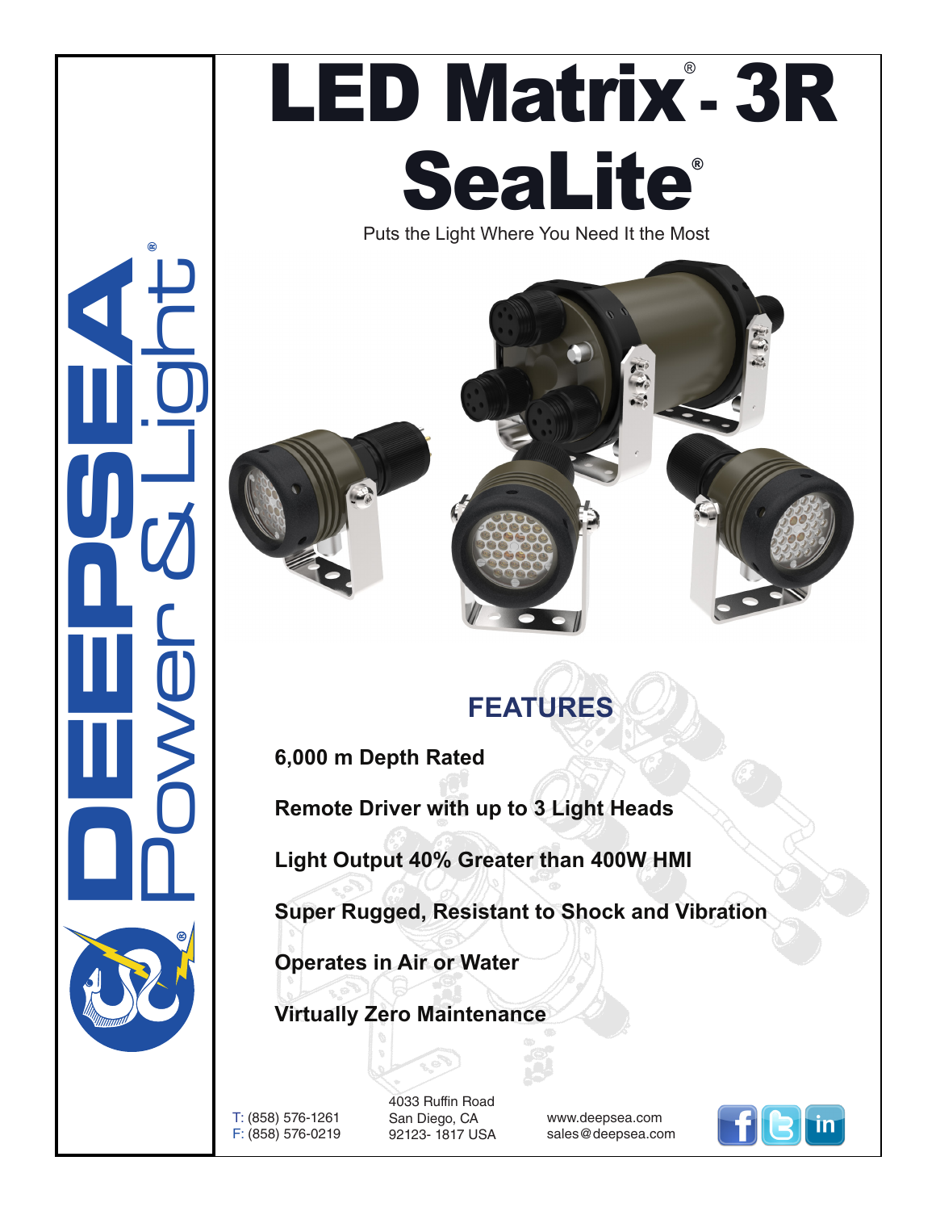# LED Matrix® - 3R SeaLite®

Puts the Light Where You Need It the Most

DEEPSEA Power & Light®

## FEATURES

**6,000 m Depth Rated**

**Remote Driver with up to 3 Light Heads**

**Light Output 40% Greater than 400W HMI**

**Super Rugged, Resistant to Shock and Vibration**

**Operates in Air or Water**

**Virtually Zero Maintenance**

T: (858) 576-1261
F: (858) 576-0219

4033 Ruffin Road
San Diego, CA
92123- 1817 USA

www.deepsea.com
sales@deepsea.com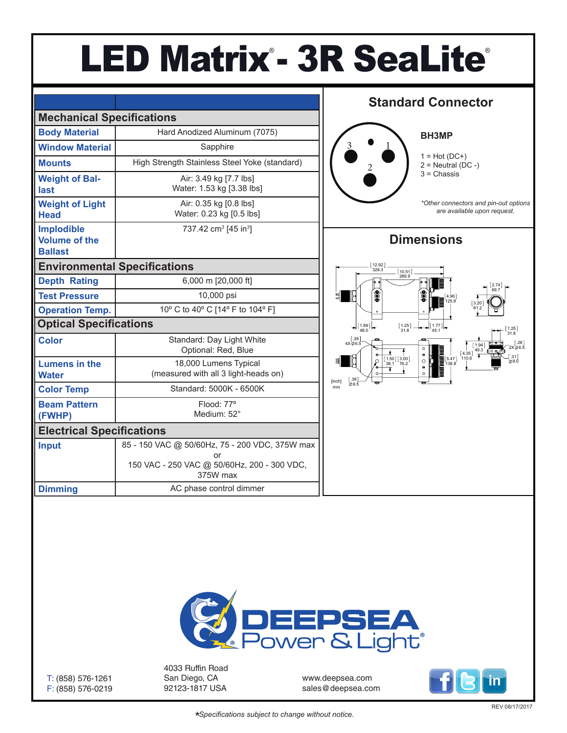# LED Matrix® - 3R SeaLite®

| | |
|---|---|
| **Mechanical Specifications** | |
| **Body Material** | Hard Anodized Aluminum (7075) |
| **Window Material** | Sapphire |
| **Mounts** | High Strength Stainless Steel Yoke (standard) |
| **Weight of Ballast** | Air: 3.49 kg [7.7 lbs]<br>Water: 1.53 kg [3.38 lbs] |
| **Weight of Light Head** | Air: 0.35 kg [0.8 lbs]<br>Water: 0.23 kg [0.5 lbs] |
| **Implodible Volume of the Ballast** | 737.42 $cm^3$ [45 $in^3$] |
| **Environmental Specifications** | |
| **Depth Rating** | 6,000 m [20,000 ft] |
| **Test Pressure** | 10,000 psi |
| **Operation Temp.** | 10º C to 40º C [14º F to 104º F] |
| **Optical Specifications** | |
| **Color** | Standard: Day Light White<br>Optional: Red, Blue |
| **Lumens in the Water** | 18,000 Lumens Typical<br>(measured with all 3 light-heads on) |
| **Color Temp** | Standard: 5000K - 6500K |
| **Beam Pattern (FWHP)** | Flood: 77º<br>Medium: 52° |
| **Electrical Specifications** | |
| **Input** | 85 - 150 VAC @ 50/60Hz, 75 - 200 VDC, 375W max<br>or<br>150 VAC - 250 VAC @ 50/60Hz, 200 - 300 VDC, 375W max |
| **Dimming** | AC phase control dimmer |

## Standard Connector

3 1 2

**BH3MP**

1 = Hot (DC+)
2 = Neutral (DC -)
3 = Chassis

*\*Other connectors and pin-out options are available upon request.*

## Dimensions

[12.92] 328.3
[10.51] 266.9
[4.96] 125.9
[2.74] 69.7
[3.20] 81.2
[1.89] 48.0
[1.25] 31.8
[1.77] 45.1
[1.25] 31.8
4X [.26] Ø6.5
[1.50] 38.1
[3.00] 76.2
[5.47] 138.8
[1.94] 49.3
[4.35] 110.6
2X [.26] Ø6.5
[.31] Ø8.0
[.38] Ø9.5
[inch] mm

DEEPSEA Power & Light®

T: (858) 576-1261
F: (858) 576-0219

4033 Ruffin Road
San Diego, CA
92123-1817 USA

www.deepsea.com
sales@deepsea.com

REV 08/17/2017

*\*Specifications subject to change without notice.*